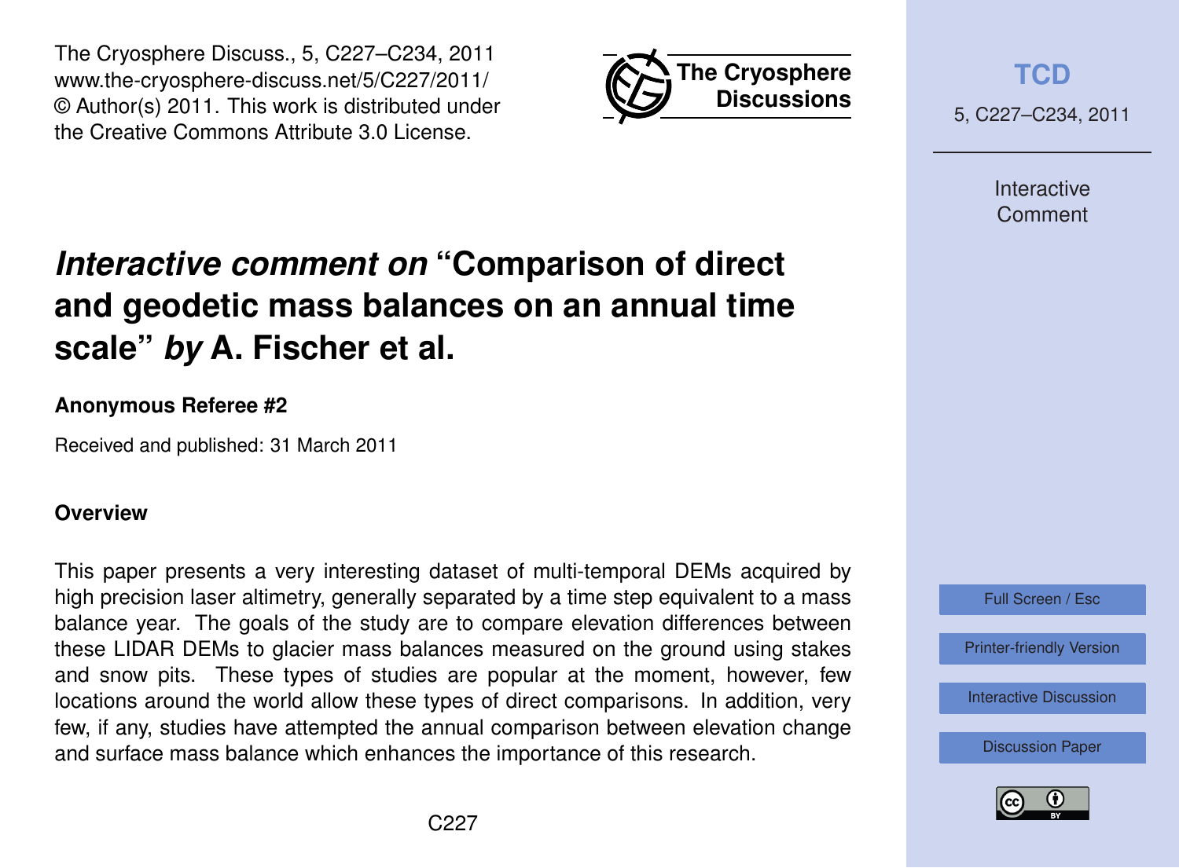The Cryosphere Discuss., 5, C227–C234, 2011
www.the-cryosphere-discuss.net/5/C227/2011/
© Author(s) 2011. This work is distributed under the Creative Commons Attribute 3.0 License.

# *Interactive comment on* "Comparison of direct and geodetic mass balances on an annual time scale" *by* A. Fischer et al.

**Anonymous Referee #2**

Received and published: 31 March 2011

## Overview

This paper presents a very interesting dataset of multi-temporal DEMs acquired by high precision laser altimetry, generally separated by a time step equivalent to a mass balance year. The goals of the study are to compare elevation differences between these LIDAR DEMs to glacier mass balances measured on the ground using stakes and snow pits. These types of studies are popular at the moment, however, few locations around the world allow these types of direct comparisons. In addition, very few, if any, studies have attempted the annual comparison between elevation change and surface mass balance which enhances the importance of this research.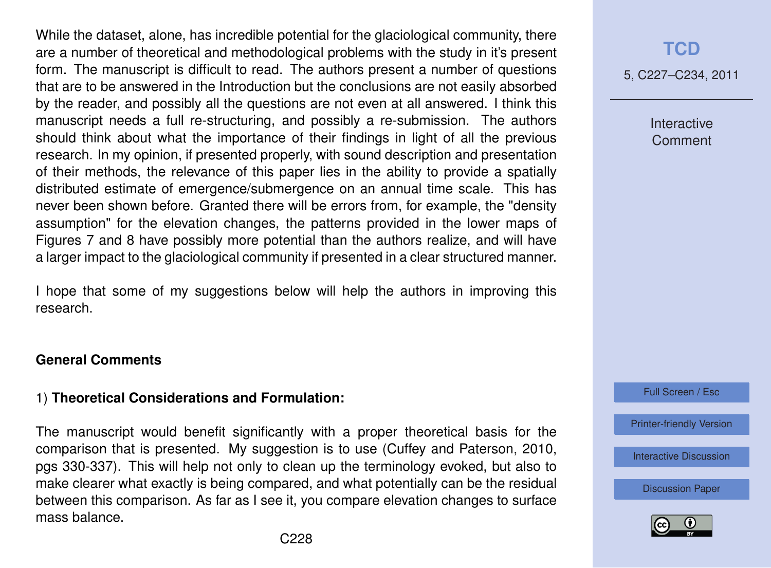While the dataset, alone, has incredible potential for the glaciological community, there are a number of theoretical and methodological problems with the study in it's present form. The manuscript is difficult to read. The authors present a number of questions that are to be answered in the Introduction but the conclusions are not easily absorbed by the reader, and possibly all the questions are not even at all answered. I think this manuscript needs a full re-structuring, and possibly a re-submission. The authors should think about what the importance of their findings in light of all the previous research. In my opinion, if presented properly, with sound description and presentation of their methods, the relevance of this paper lies in the ability to provide a spatially distributed estimate of emergence/submergence on an annual time scale. This has never been shown before. Granted there will be errors from, for example, the "density assumption" for the elevation changes, the patterns provided in the lower maps of Figures 7 and 8 have possibly more potential than the authors realize, and will have a larger impact to the glaciological community if presented in a clear structured manner.

I hope that some of my suggestions below will help the authors in improving this research.

## General Comments

### 1) **Theoretical Considerations and Formulation:**

The manuscript would benefit significantly with a proper theoretical basis for the comparison that is presented. My suggestion is to use (Cuffey and Paterson, 2010, pgs 330-337). This will help not only to clean up the terminology evoked, but also to make clearer what exactly is being compared, and what potentially can be the residual between this comparison. As far as I see it, you compare elevation changes to surface mass balance.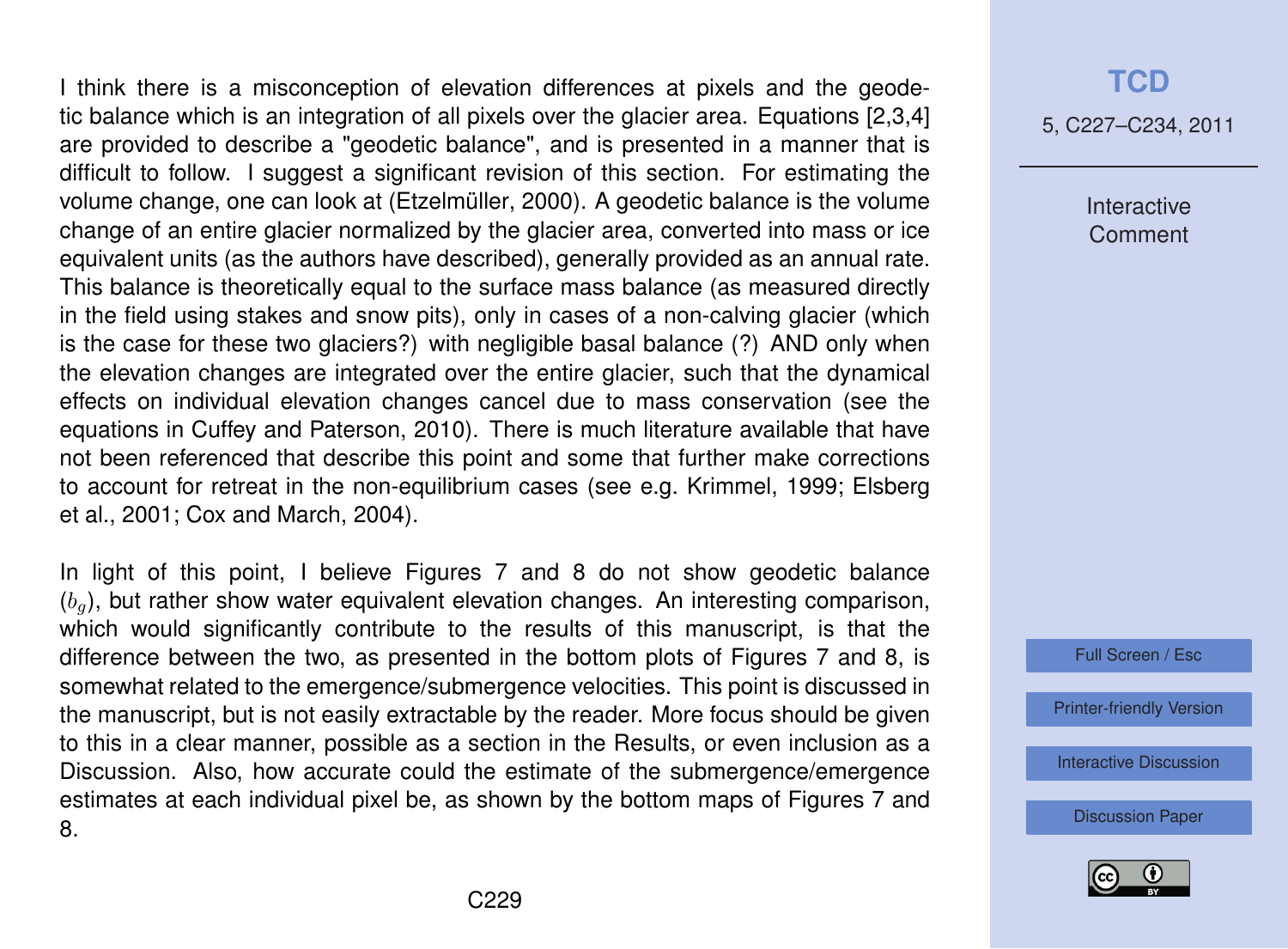I think there is a misconception of elevation differences at pixels and the geodetic balance which is an integration of all pixels over the glacier area. Equations [2,3,4] are provided to describe a "geodetic balance", and is presented in a manner that is difficult to follow. I suggest a significant revision of this section. For estimating the volume change, one can look at (Etzelmüller, 2000). A geodetic balance is the volume change of an entire glacier normalized by the glacier area, converted into mass or ice equivalent units (as the authors have described), generally provided as an annual rate. This balance is theoretically equal to the surface mass balance (as measured directly in the field using stakes and snow pits), only in cases of a non-calving glacier (which is the case for these two glaciers?) with negligible basal balance (?) AND only when the elevation changes are integrated over the entire glacier, such that the dynamical effects on individual elevation changes cancel due to mass conservation (see the equations in Cuffey and Paterson, 2010). There is much literature available that have not been referenced that describe this point and some that further make corrections to account for retreat in the non-equilibrium cases (see e.g. Krimmel, 1999; Elsberg et al., 2001; Cox and March, 2004).

In light of this point, I believe Figures 7 and 8 do not show geodetic balance ($b_g$), but rather show water equivalent elevation changes. An interesting comparison, which would significantly contribute to the results of this manuscript, is that the difference between the two, as presented in the bottom plots of Figures 7 and 8, is somewhat related to the emergence/submergence velocities. This point is discussed in the manuscript, but is not easily extractable by the reader. More focus should be given to this in a clear manner, possible as a section in the Results, or even inclusion as a Discussion. Also, how accurate could the estimate of the submergence/emergence estimates at each individual pixel be, as shown by the bottom maps of Figures 7 and 8.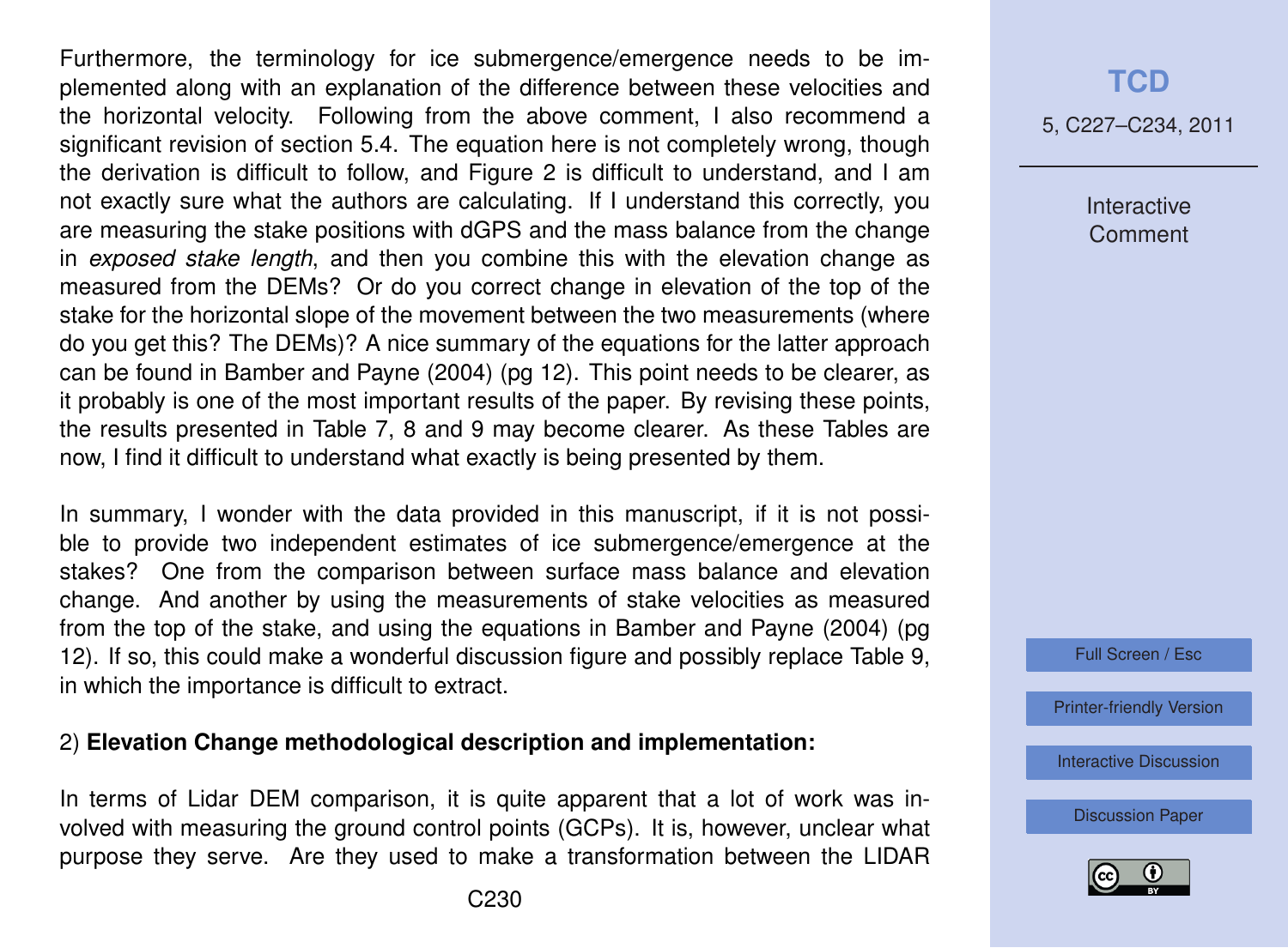Furthermore, the terminology for ice submergence/emergence needs to be implemented along with an explanation of the difference between these velocities and the horizontal velocity. Following from the above comment, I also recommend a significant revision of section 5.4. The equation here is not completely wrong, though the derivation is difficult to follow, and Figure 2 is difficult to understand, and I am not exactly sure what the authors are calculating. If I understand this correctly, you are measuring the stake positions with dGPS and the mass balance from the change in *exposed stake length*, and then you combine this with the elevation change as measured from the DEMs? Or do you correct change in elevation of the top of the stake for the horizontal slope of the movement between the two measurements (where do you get this? The DEMs)? A nice summary of the equations for the latter approach can be found in Bamber and Payne (2004) (pg 12). This point needs to be clearer, as it probably is one of the most important results of the paper. By revising these points, the results presented in Table 7, 8 and 9 may become clearer. As these Tables are now, I find it difficult to understand what exactly is being presented by them.

In summary, I wonder with the data provided in this manuscript, if it is not possible to provide two independent estimates of ice submergence/emergence at the stakes? One from the comparison between surface mass balance and elevation change. And another by using the measurements of stake velocities as measured from the top of the stake, and using the equations in Bamber and Payne (2004) (pg 12). If so, this could make a wonderful discussion figure and possibly replace Table 9, in which the importance is difficult to extract.

2) **Elevation Change methodological description and implementation:**

In terms of Lidar DEM comparison, it is quite apparent that a lot of work was involved with measuring the ground control points (GCPs). It is, however, unclear what purpose they serve. Are they used to make a transformation between the LIDAR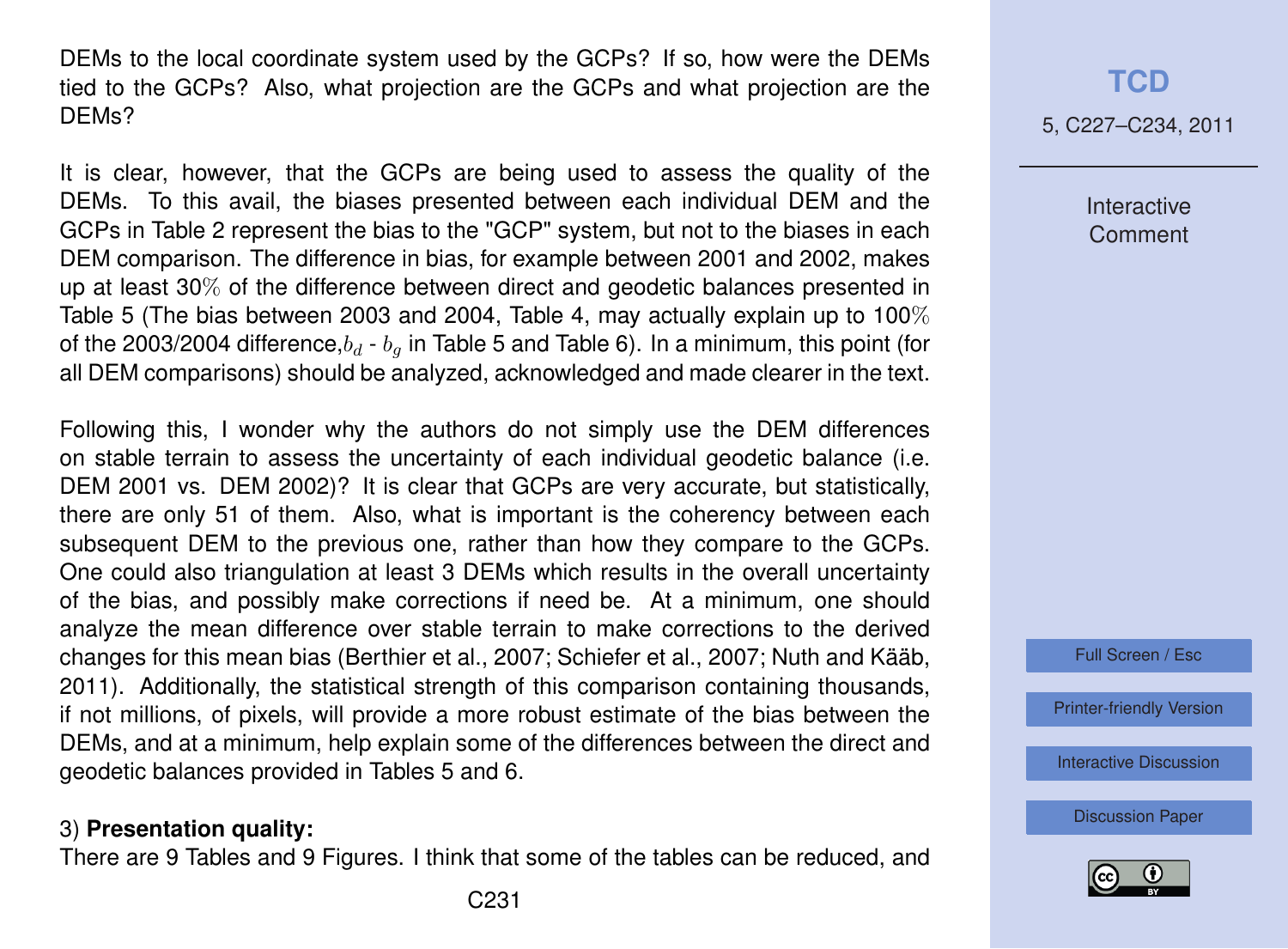DEMs to the local coordinate system used by the GCPs? If so, how were the DEMs tied to the GCPs? Also, what projection are the GCPs and what projection are the DEMs?

It is clear, however, that the GCPs are being used to assess the quality of the DEMs. To this avail, the biases presented between each individual DEM and the GCPs in Table 2 represent the bias to the "GCP" system, but not to the biases in each DEM comparison. The difference in bias, for example between 2001 and 2002, makes up at least 30% of the difference between direct and geodetic balances presented in Table 5 (The bias between 2003 and 2004, Table 4, may actually explain up to 100% of the 2003/2004 difference, $b_d$ - $b_g$ in Table 5 and Table 6). In a minimum, this point (for all DEM comparisons) should be analyzed, acknowledged and made clearer in the text.

Following this, I wonder why the authors do not simply use the DEM differences on stable terrain to assess the uncertainty of each individual geodetic balance (i.e. DEM 2001 vs. DEM 2002)? It is clear that GCPs are very accurate, but statistically, there are only 51 of them. Also, what is important is the coherency between each subsequent DEM to the previous one, rather than how they compare to the GCPs. One could also triangulation at least 3 DEMs which results in the overall uncertainty of the bias, and possibly make corrections if need be. At a minimum, one should analyze the mean difference over stable terrain to make corrections to the derived changes for this mean bias (Berthier et al., 2007; Schiefer et al., 2007; Nuth and Kääb, 2011). Additionally, the statistical strength of this comparison containing thousands, if not millions, of pixels, will provide a more robust estimate of the bias between the DEMs, and at a minimum, help explain some of the differences between the direct and geodetic balances provided in Tables 5 and 6.

3) **Presentation quality:**

There are 9 Tables and 9 Figures. I think that some of the tables can be reduced, and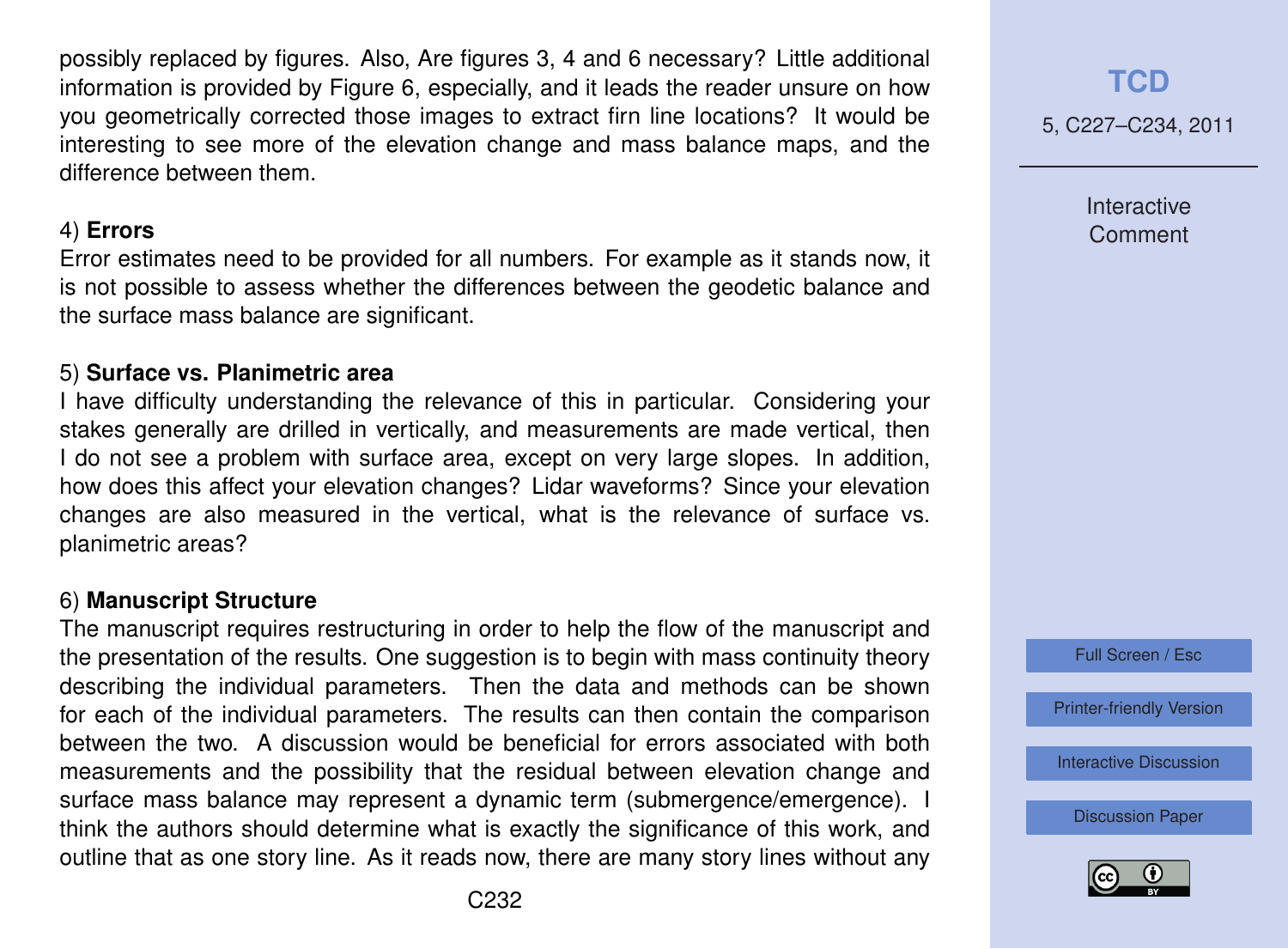possibly replaced by figures. Also, Are figures 3, 4 and 6 necessary? Little additional information is provided by Figure 6, especially, and it leads the reader unsure on how you geometrically corrected those images to extract firn line locations? It would be interesting to see more of the elevation change and mass balance maps, and the difference between them.

4) **Errors**
Error estimates need to be provided for all numbers. For example as it stands now, it is not possible to assess whether the differences between the geodetic balance and the surface mass balance are significant.

5) **Surface vs. Planimetric area**
I have difficulty understanding the relevance of this in particular. Considering your stakes generally are drilled in vertically, and measurements are made vertical, then I do not see a problem with surface area, except on very large slopes. In addition, how does this affect your elevation changes? Lidar waveforms? Since your elevation changes are also measured in the vertical, what is the relevance of surface vs. planimetric areas?

6) **Manuscript Structure**
The manuscript requires restructuring in order to help the flow of the manuscript and the presentation of the results. One suggestion is to begin with mass continuity theory describing the individual parameters. Then the data and methods can be shown for each of the individual parameters. The results can then contain the comparison between the two. A discussion would be beneficial for errors associated with both measurements and the possibility that the residual between elevation change and surface mass balance may represent a dynamic term (submergence/emergence). I think the authors should determine what is exactly the significance of this work, and outline that as one story line. As it reads now, there are many story lines without any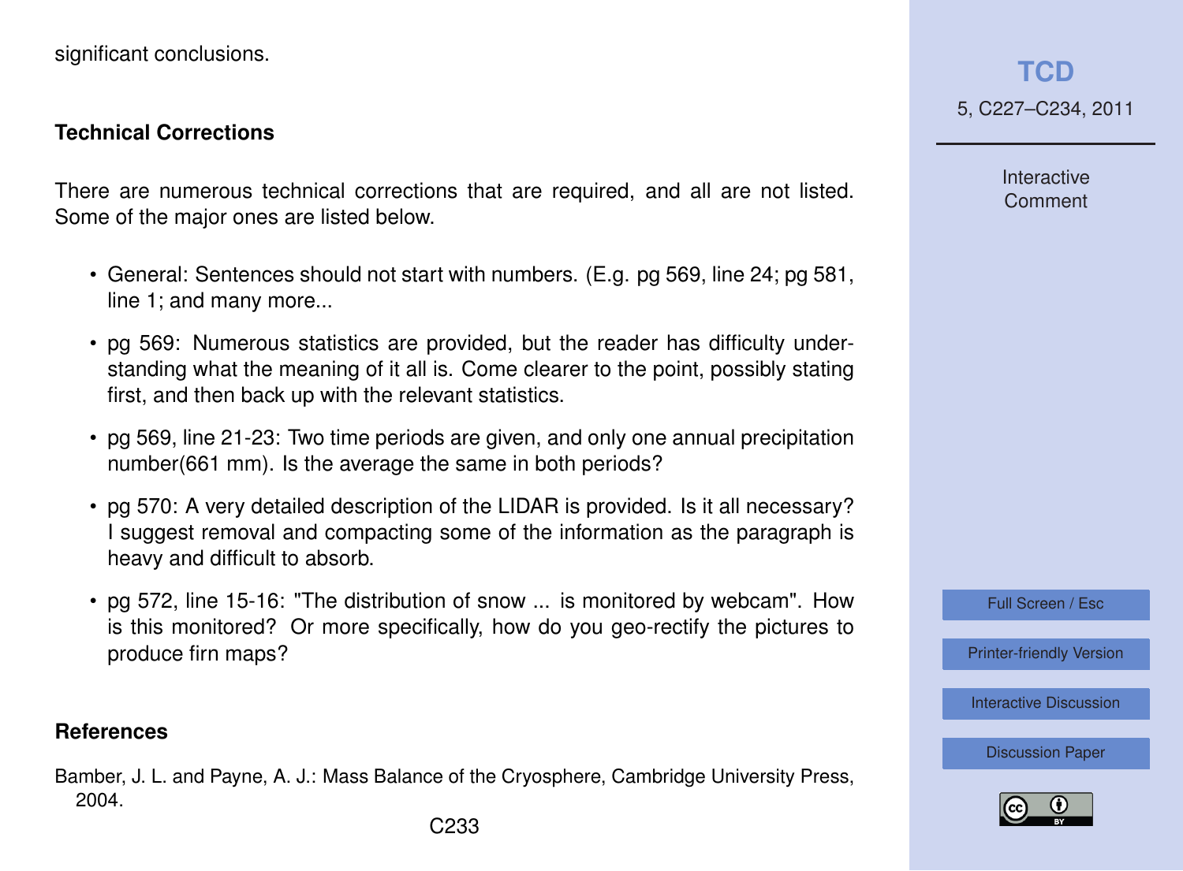significant conclusions.

### Technical Corrections

There are numerous technical corrections that are required, and all are not listed. Some of the major ones are listed below.

- General: Sentences should not start with numbers. (E.g. pg 569, line 24; pg 581, line 1; and many more...
- pg 569: Numerous statistics are provided, but the reader has difficulty understanding what the meaning of it all is. Come clearer to the point, possibly stating first, and then back up with the relevant statistics.
- pg 569, line 21-23: Two time periods are given, and only one annual precipitation number(661 mm). Is the average the same in both periods?
- pg 570: A very detailed description of the LIDAR is provided. Is it all necessary? I suggest removal and compacting some of the information as the paragraph is heavy and difficult to absorb.
- pg 572, line 15-16: "The distribution of snow ... is monitored by webcam". How is this monitored? Or more specifically, how do you geo-rectify the pictures to produce firn maps?

### References

Bamber, J. L. and Payne, A. J.: Mass Balance of the Cryosphere, Cambridge University Press, 2004.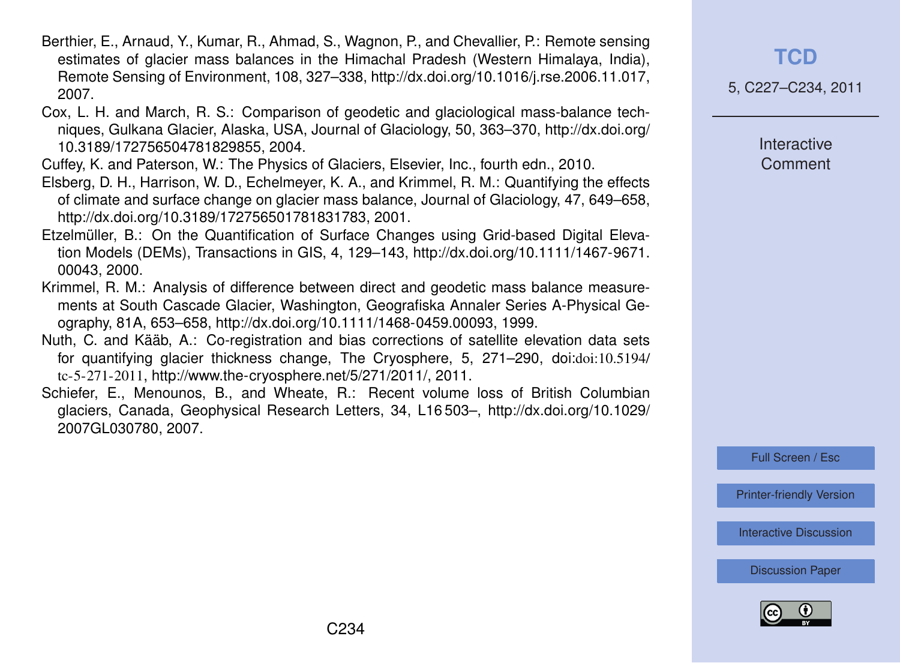Berthier, E., Arnaud, Y., Kumar, R., Ahmad, S., Wagnon, P., and Chevallier, P.: Remote sensing estimates of glacier mass balances in the Himachal Pradesh (Western Himalaya, India), Remote Sensing of Environment, 108, 327–338, http://dx.doi.org/10.1016/j.rse.2006.11.017, 2007.

Cox, L. H. and March, R. S.: Comparison of geodetic and glaciological mass-balance techniques, Gulkana Glacier, Alaska, USA, Journal of Glaciology, 50, 363–370, http://dx.doi.org/10.3189/172756504781829855, 2004.

Cuffey, K. and Paterson, W.: The Physics of Glaciers, Elsevier, Inc., fourth edn., 2010.

Elsberg, D. H., Harrison, W. D., Echelmeyer, K. A., and Krimmel, R. M.: Quantifying the effects of climate and surface change on glacier mass balance, Journal of Glaciology, 47, 649–658, http://dx.doi.org/10.3189/172756501781831783, 2001.

Etzelmüller, B.: On the Quantification of Surface Changes using Grid-based Digital Elevation Models (DEMs), Transactions in GIS, 4, 129–143, http://dx.doi.org/10.1111/1467-9671.00043, 2000.

Krimmel, R. M.: Analysis of difference between direct and geodetic mass balance measurements at South Cascade Glacier, Washington, Geografiska Annaler Series A-Physical Geography, 81A, 653–658, http://dx.doi.org/10.1111/1468-0459.00093, 1999.

Nuth, C. and Kääb, A.: Co-registration and bias corrections of satellite elevation data sets for quantifying glacier thickness change, The Cryosphere, 5, 271–290, doi:doi:10.5194/tc-5-271-2011, http://www.the-cryosphere.net/5/271/2011/, 2011.

Schiefer, E., Menounos, B., and Wheate, R.: Recent volume loss of British Columbian glaciers, Canada, Geophysical Research Letters, 34, L16 503–, http://dx.doi.org/10.1029/2007GL030780, 2007.